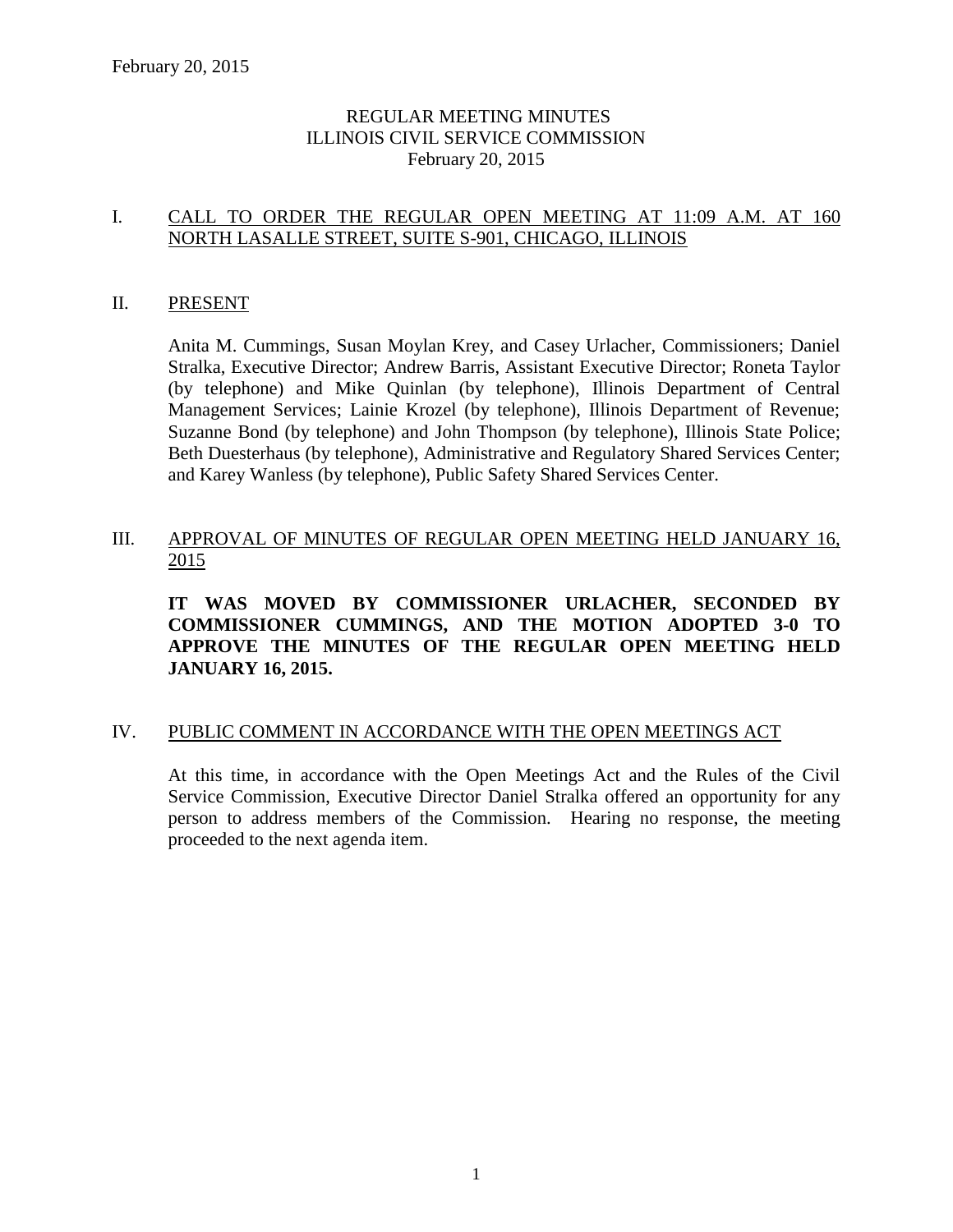# REGULAR MEETING MINUTES
# ILLINOIS CIVIL SERVICE COMMISSION
## February 20, 2015

## I. CALL TO ORDER THE REGULAR OPEN MEETING AT 11:09 A.M. AT 160 NORTH LASALLE STREET, SUITE S-901, CHICAGO, ILLINOIS

## II. PRESENT

Anita M. Cummings, Susan Moylan Krey, and Casey Urlacher, Commissioners; Daniel Stralka, Executive Director; Andrew Barris, Assistant Executive Director; Roneta Taylor (by telephone) and Mike Quinlan (by telephone), Illinois Department of Central Management Services; Lainie Krozel (by telephone), Illinois Department of Revenue; Suzanne Bond (by telephone) and John Thompson (by telephone), Illinois State Police; Beth Duesterhaus (by telephone), Administrative and Regulatory Shared Services Center; and Karey Wanless (by telephone), Public Safety Shared Services Center.

## III. APPROVAL OF MINUTES OF REGULAR OPEN MEETING HELD JANUARY 16, 2015

**IT WAS MOVED BY COMMISSIONER URLACHER, SECONDED BY COMMISSIONER CUMMINGS, AND THE MOTION ADOPTED 3-0 TO APPROVE THE MINUTES OF THE REGULAR OPEN MEETING HELD JANUARY 16, 2015.**

## IV. PUBLIC COMMENT IN ACCORDANCE WITH THE OPEN MEETINGS ACT

At this time, in accordance with the Open Meetings Act and the Rules of the Civil Service Commission, Executive Director Daniel Stralka offered an opportunity for any person to address members of the Commission. Hearing no response, the meeting proceeded to the next agenda item.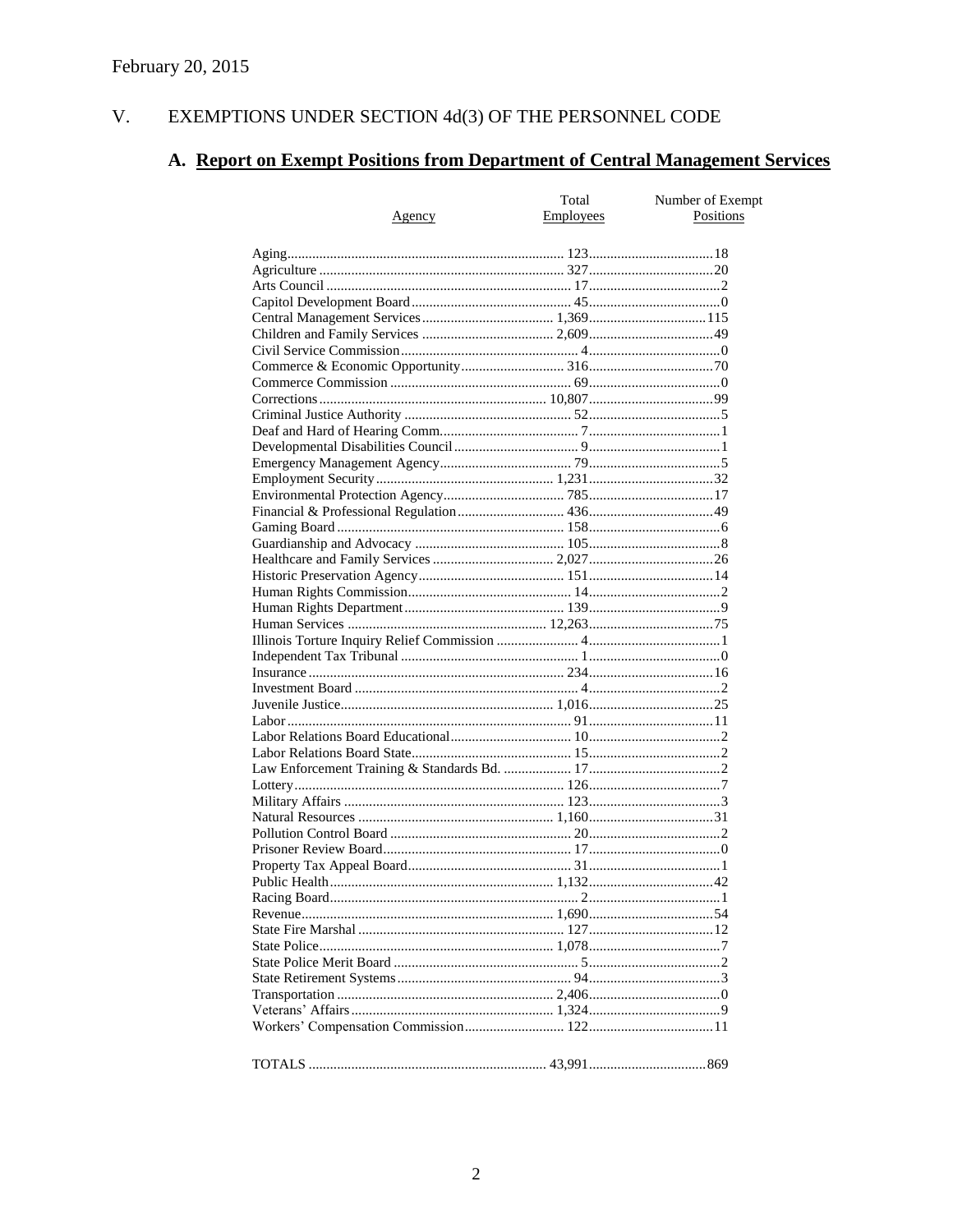February 20, 2015

## V. EXEMPTIONS UNDER SECTION 4d(3) OF THE PERSONNEL CODE

### A. Report on Exempt Positions from Department of Central Management Services

| Agency | Total Employees | Number of Exempt Positions |
|---|---|---|
| Aging | 123 | 18 |
| Agriculture | 327 | 20 |
| Arts Council | 17 | 2 |
| Capitol Development Board | 45 | 0 |
| Central Management Services | 1,369 | 115 |
| Children and Family Services | 2,609 | 49 |
| Civil Service Commission | 4 | 0 |
| Commerce & Economic Opportunity | 316 | 70 |
| Commerce Commission | 69 | 0 |
| Corrections | 10,807 | 99 |
| Criminal Justice Authority | 52 | 5 |
| Deaf and Hard of Hearing Comm. | 7 | 1 |
| Developmental Disabilities Council | 9 | 1 |
| Emergency Management Agency | 79 | 5 |
| Employment Security | 1,231 | 32 |
| Environmental Protection Agency | 785 | 17 |
| Financial & Professional Regulation | 436 | 49 |
| Gaming Board | 158 | 6 |
| Guardianship and Advocacy | 105 | 8 |
| Healthcare and Family Services | 2,027 | 26 |
| Historic Preservation Agency | 151 | 14 |
| Human Rights Commission | 14 | 2 |
| Human Rights Department | 139 | 9 |
| Human Services | 12,263 | 75 |
| Illinois Torture Inquiry Relief Commission | 4 | 1 |
| Independent Tax Tribunal | 1 | 0 |
| Insurance | 234 | 16 |
| Investment Board | 4 | 2 |
| Juvenile Justice | 1,016 | 25 |
| Labor | 91 | 11 |
| Labor Relations Board Educational | 10 | 2 |
| Labor Relations Board State | 15 | 2 |
| Law Enforcement Training & Standards Bd. | 17 | 2 |
| Lottery | 126 | 7 |
| Military Affairs | 123 | 3 |
| Natural Resources | 1,160 | 31 |
| Pollution Control Board | 20 | 2 |
| Prisoner Review Board | 17 | 0 |
| Property Tax Appeal Board | 31 | 1 |
| Public Health | 1,132 | 42 |
| Racing Board | 2 | 1 |
| Revenue | 1,690 | 54 |
| State Fire Marshal | 127 | 12 |
| State Police | 1,078 | 7 |
| State Police Merit Board | 5 | 2 |
| State Retirement Systems | 94 | 3 |
| Transportation | 2,406 | 0 |
| Veterans' Affairs | 1,324 | 9 |
| Workers' Compensation Commission | 122 | 11 |
| TOTALS | 43,991 | 869 |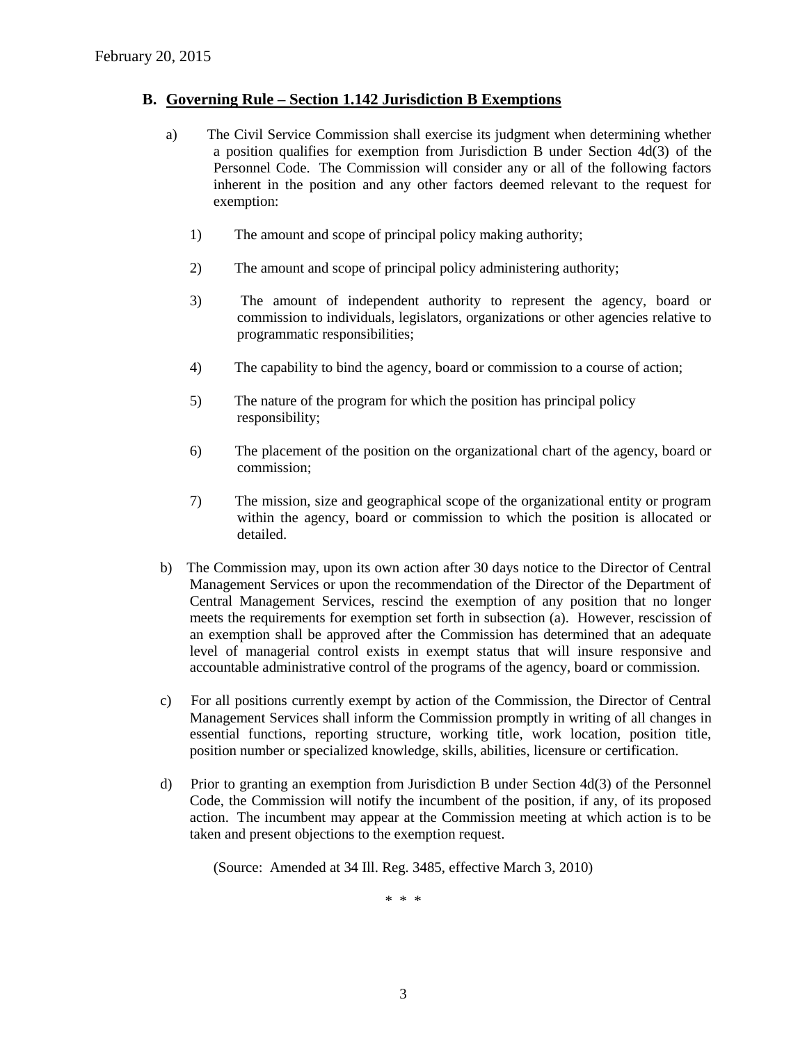## B. Governing Rule – Section 1.142 Jurisdiction B Exemptions

a) The Civil Service Commission shall exercise its judgment when determining whether a position qualifies for exemption from Jurisdiction B under Section 4d(3) of the Personnel Code. The Commission will consider any or all of the following factors inherent in the position and any other factors deemed relevant to the request for exemption:

1) The amount and scope of principal policy making authority;

2) The amount and scope of principal policy administering authority;

3) The amount of independent authority to represent the agency, board or commission to individuals, legislators, organizations or other agencies relative to programmatic responsibilities;

4) The capability to bind the agency, board or commission to a course of action;

5) The nature of the program for which the position has principal policy responsibility;

6) The placement of the position on the organizational chart of the agency, board or commission;

7) The mission, size and geographical scope of the organizational entity or program within the agency, board or commission to which the position is allocated or detailed.

b) The Commission may, upon its own action after 30 days notice to the Director of Central Management Services or upon the recommendation of the Director of the Department of Central Management Services, rescind the exemption of any position that no longer meets the requirements for exemption set forth in subsection (a). However, rescission of an exemption shall be approved after the Commission has determined that an adequate level of managerial control exists in exempt status that will insure responsive and accountable administrative control of the programs of the agency, board or commission.

c) For all positions currently exempt by action of the Commission, the Director of Central Management Services shall inform the Commission promptly in writing of all changes in essential functions, reporting structure, working title, work location, position title, position number or specialized knowledge, skills, abilities, licensure or certification.

d) Prior to granting an exemption from Jurisdiction B under Section 4d(3) of the Personnel Code, the Commission will notify the incumbent of the position, if any, of its proposed action. The incumbent may appear at the Commission meeting at which action is to be taken and present objections to the exemption request.

(Source: Amended at 34 Ill. Reg. 3485, effective March 3, 2010)

\* \* \*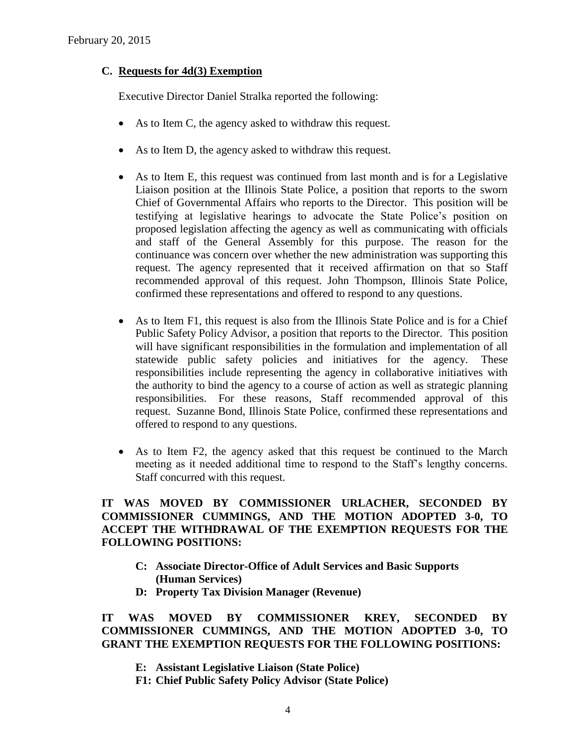February 20, 2015

### C. Requests for 4d(3) Exemption

Executive Director Daniel Stralka reported the following:

- As to Item C, the agency asked to withdraw this request.
- As to Item D, the agency asked to withdraw this request.
- As to Item E, this request was continued from last month and is for a Legislative Liaison position at the Illinois State Police, a position that reports to the sworn Chief of Governmental Affairs who reports to the Director. This position will be testifying at legislative hearings to advocate the State Police's position on proposed legislation affecting the agency as well as communicating with officials and staff of the General Assembly for this purpose. The reason for the continuance was concern over whether the new administration was supporting this request. The agency represented that it received affirmation on that so Staff recommended approval of this request. John Thompson, Illinois State Police, confirmed these representations and offered to respond to any questions.
- As to Item F1, this request is also from the Illinois State Police and is for a Chief Public Safety Policy Advisor, a position that reports to the Director. This position will have significant responsibilities in the formulation and implementation of all statewide public safety policies and initiatives for the agency. These responsibilities include representing the agency in collaborative initiatives with the authority to bind the agency to a course of action as well as strategic planning responsibilities. For these reasons, Staff recommended approval of this request. Suzanne Bond, Illinois State Police, confirmed these representations and offered to respond to any questions.
- As to Item F2, the agency asked that this request be continued to the March meeting as it needed additional time to respond to the Staff's lengthy concerns. Staff concurred with this request.

**IT WAS MOVED BY COMMISSIONER URLACHER, SECONDED BY COMMISSIONER CUMMINGS, AND THE MOTION ADOPTED 3-0, TO ACCEPT THE WITHDRAWAL OF THE EXEMPTION REQUESTS FOR THE FOLLOWING POSITIONS:**

- **C: Associate Director-Office of Adult Services and Basic Supports (Human Services)**
- **D: Property Tax Division Manager (Revenue)**

**IT WAS MOVED BY COMMISSIONER KREY, SECONDED BY COMMISSIONER CUMMINGS, AND THE MOTION ADOPTED 3-0, TO GRANT THE EXEMPTION REQUESTS FOR THE FOLLOWING POSITIONS:**

- **E: Assistant Legislative Liaison (State Police)**
- **F1: Chief Public Safety Policy Advisor (State Police)**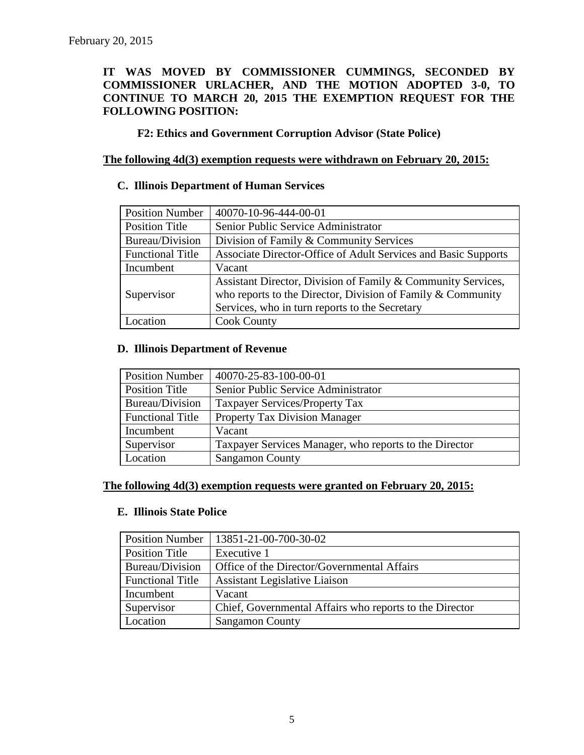February 20, 2015

**IT WAS MOVED BY COMMISSIONER CUMMINGS, SECONDED BY COMMISSIONER URLACHER, AND THE MOTION ADOPTED 3-0, TO CONTINUE TO MARCH 20, 2015 THE EXEMPTION REQUEST FOR THE FOLLOWING POSITION:**

**F2: Ethics and Government Corruption Advisor (State Police)**

**<u>The following 4d(3) exemption requests were withdrawn on February 20, 2015:</u>**

### C. Illinois Department of Human Services

| Position Number | 40070-10-96-444-00-01 |
|---|---|
| Position Title | Senior Public Service Administrator |
| Bureau/Division | Division of Family & Community Services |
| Functional Title | Associate Director-Office of Adult Services and Basic Supports |
| Incumbent | Vacant |
| Supervisor | Assistant Director, Division of Family & Community Services, who reports to the Director, Division of Family & Community Services, who in turn reports to the Secretary |
| Location | Cook County |

### D. Illinois Department of Revenue

| Position Number | 40070-25-83-100-00-01 |
|---|---|
| Position Title | Senior Public Service Administrator |
| Bureau/Division | Taxpayer Services/Property Tax |
| Functional Title | Property Tax Division Manager |
| Incumbent | Vacant |
| Supervisor | Taxpayer Services Manager, who reports to the Director |
| Location | Sangamon County |

**<u>The following 4d(3) exemption requests were granted on February 20, 2015:</u>**

### E. Illinois State Police

| Position Number | 13851-21-00-700-30-02 |
|---|---|
| Position Title | Executive 1 |
| Bureau/Division | Office of the Director/Governmental Affairs |
| Functional Title | Assistant Legislative Liaison |
| Incumbent | Vacant |
| Supervisor | Chief, Governmental Affairs who reports to the Director |
| Location | Sangamon County |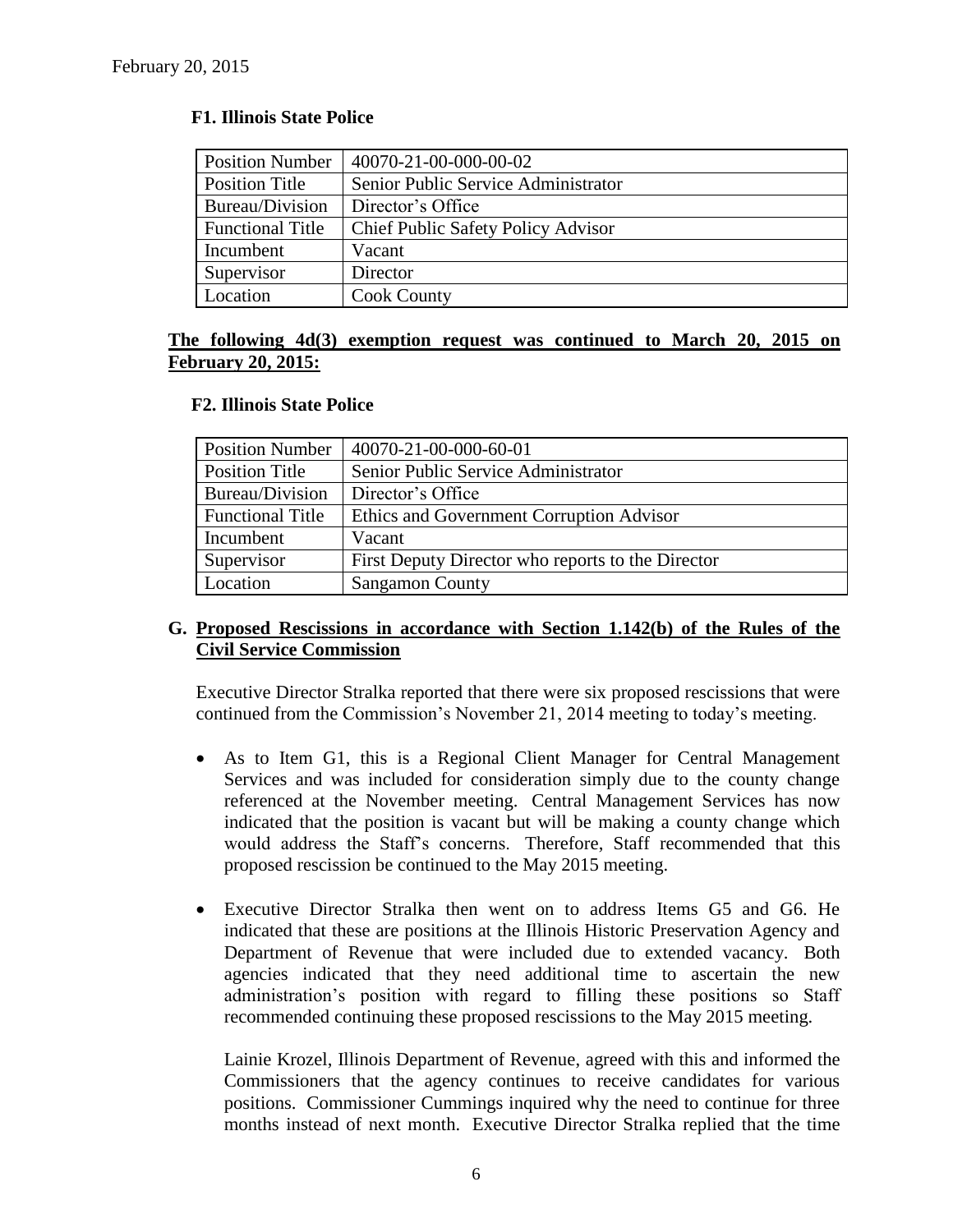February 20, 2015

**F1. Illinois State Police**

| Position Number | 40070-21-00-000-00-02 |
|---|---|
| Position Title | Senior Public Service Administrator |
| Bureau/Division | Director's Office |
| Functional Title | Chief Public Safety Policy Advisor |
| Incumbent | Vacant |
| Supervisor | Director |
| Location | Cook County |

**The following 4d(3) exemption request was continued to March 20, 2015 on February 20, 2015:**

**F2. Illinois State Police**

| Position Number | 40070-21-00-000-60-01 |
|---|---|
| Position Title | Senior Public Service Administrator |
| Bureau/Division | Director's Office |
| Functional Title | Ethics and Government Corruption Advisor |
| Incumbent | Vacant |
| Supervisor | First Deputy Director who reports to the Director |
| Location | Sangamon County |

## G. Proposed Rescissions in accordance with Section 1.142(b) of the Rules of the Civil Service Commission

Executive Director Stralka reported that there were six proposed rescissions that were continued from the Commission's November 21, 2014 meeting to today's meeting.

- As to Item G1, this is a Regional Client Manager for Central Management Services and was included for consideration simply due to the county change referenced at the November meeting. Central Management Services has now indicated that the position is vacant but will be making a county change which would address the Staff's concerns. Therefore, Staff recommended that this proposed rescission be continued to the May 2015 meeting.

- Executive Director Stralka then went on to address Items G5 and G6. He indicated that these are positions at the Illinois Historic Preservation Agency and Department of Revenue that were included due to extended vacancy. Both agencies indicated that they need additional time to ascertain the new administration's position with regard to filling these positions so Staff recommended continuing these proposed rescissions to the May 2015 meeting.

  Lainie Krozel, Illinois Department of Revenue, agreed with this and informed the Commissioners that the agency continues to receive candidates for various positions. Commissioner Cummings inquired why the need to continue for three months instead of next month. Executive Director Stralka replied that the time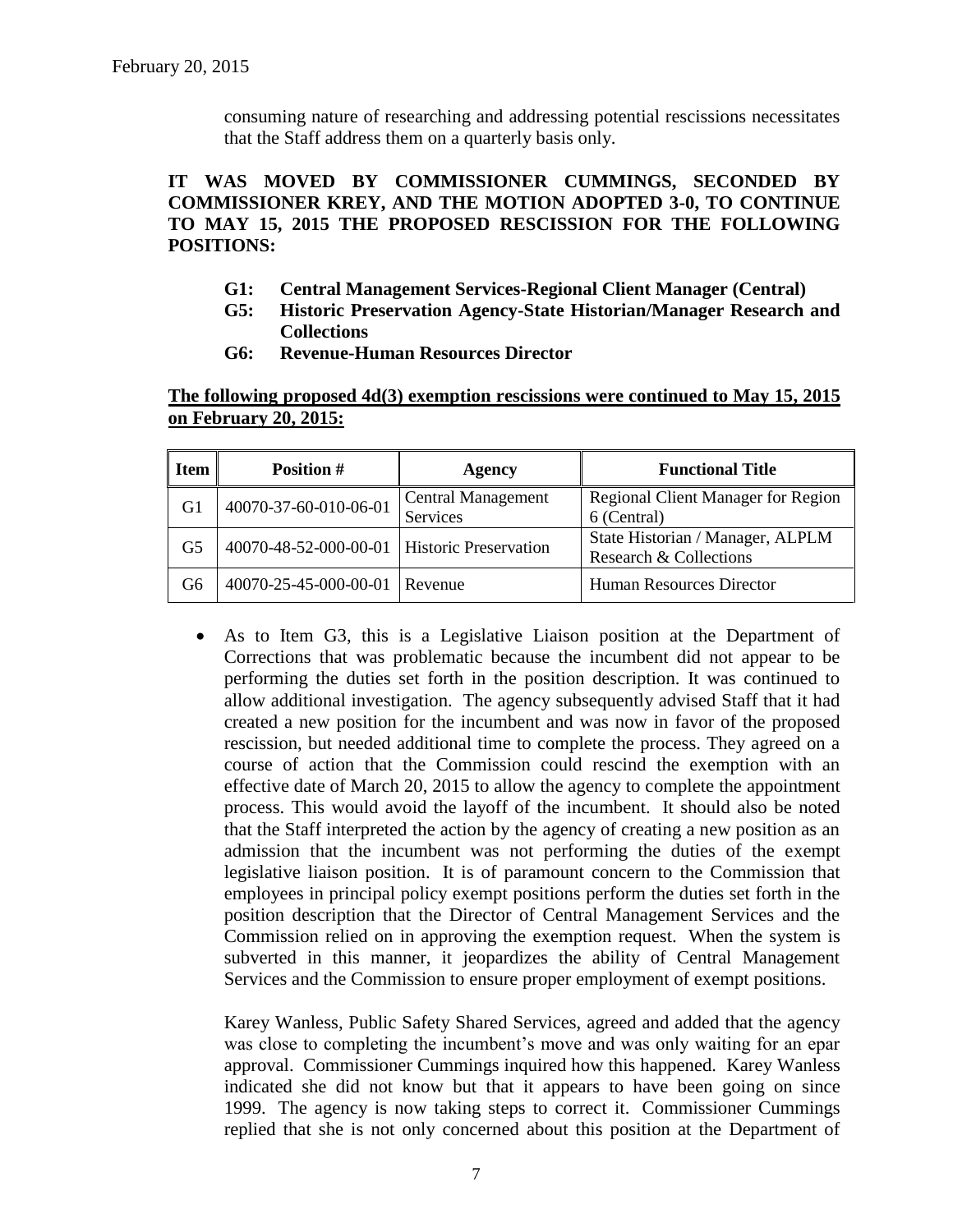consuming nature of researching and addressing potential rescissions necessitates that the Staff address them on a quarterly basis only.

**IT WAS MOVED BY COMMISSIONER CUMMINGS, SECONDED BY COMMISSIONER KREY, AND THE MOTION ADOPTED 3-0, TO CONTINUE TO MAY 15, 2015 THE PROPOSED RESCISSION FOR THE FOLLOWING POSITIONS:**

- **G1: Central Management Services-Regional Client Manager (Central)**
- **G5: Historic Preservation Agency-State Historian/Manager Research and Collections**
- **G6: Revenue-Human Resources Director**

**The following proposed 4d(3) exemption rescissions were continued to May 15, 2015 on February 20, 2015:**

| Item | Position # | Agency | Functional Title |
|---|---|---|---|
| G1 | 40070-37-60-010-06-01 | Central Management Services | Regional Client Manager for Region 6 (Central) |
| G5 | 40070-48-52-000-00-01 | Historic Preservation | State Historian / Manager, ALPLM Research & Collections |
| G6 | 40070-25-45-000-00-01 | Revenue | Human Resources Director |

- As to Item G3, this is a Legislative Liaison position at the Department of Corrections that was problematic because the incumbent did not appear to be performing the duties set forth in the position description. It was continued to allow additional investigation. The agency subsequently advised Staff that it had created a new position for the incumbent and was now in favor of the proposed rescission, but needed additional time to complete the process. They agreed on a course of action that the Commission could rescind the exemption with an effective date of March 20, 2015 to allow the agency to complete the appointment process. This would avoid the layoff of the incumbent. It should also be noted that the Staff interpreted the action by the agency of creating a new position as an admission that the incumbent was not performing the duties of the exempt legislative liaison position. It is of paramount concern to the Commission that employees in principal policy exempt positions perform the duties set forth in the position description that the Director of Central Management Services and the Commission relied on in approving the exemption request. When the system is subverted in this manner, it jeopardizes the ability of Central Management Services and the Commission to ensure proper employment of exempt positions.

  Karey Wanless, Public Safety Shared Services, agreed and added that the agency was close to completing the incumbent's move and was only waiting for an epar approval. Commissioner Cummings inquired how this happened. Karey Wanless indicated she did not know but that it appears to have been going on since 1999. The agency is now taking steps to correct it. Commissioner Cummings replied that she is not only concerned about this position at the Department of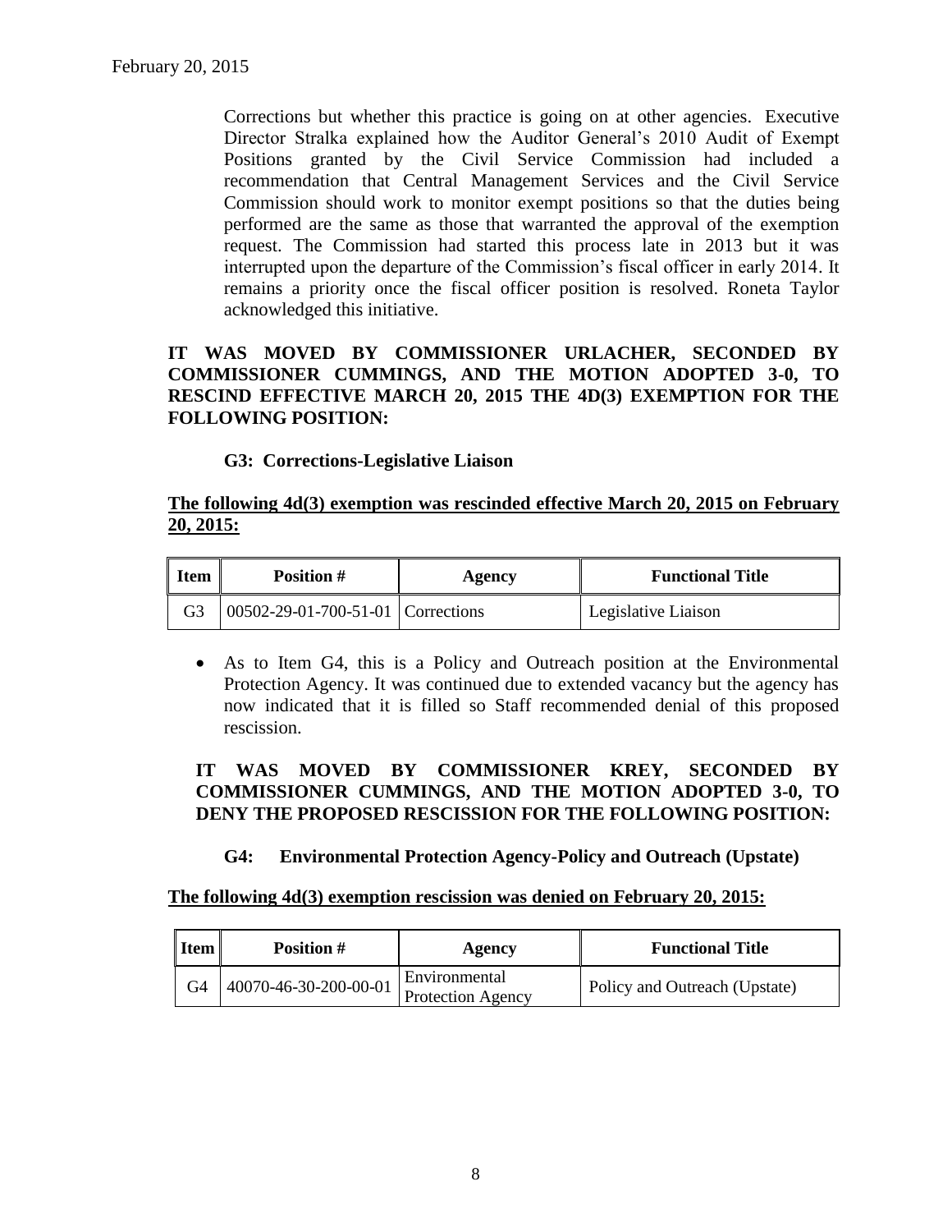Corrections but whether this practice is going on at other agencies. Executive Director Stralka explained how the Auditor General's 2010 Audit of Exempt Positions granted by the Civil Service Commission had included a recommendation that Central Management Services and the Civil Service Commission should work to monitor exempt positions so that the duties being performed are the same as those that warranted the approval of the exemption request. The Commission had started this process late in 2013 but it was interrupted upon the departure of the Commission's fiscal officer in early 2014. It remains a priority once the fiscal officer position is resolved. Roneta Taylor acknowledged this initiative.

**IT WAS MOVED BY COMMISSIONER URLACHER, SECONDED BY COMMISSIONER CUMMINGS, AND THE MOTION ADOPTED 3-0, TO RESCIND EFFECTIVE MARCH 20, 2015 THE 4D(3) EXEMPTION FOR THE FOLLOWING POSITION:**

**G3: Corrections-Legislative Liaison**

**The following 4d(3) exemption was rescinded effective March 20, 2015 on February 20, 2015:**

| Item | Position # | Agency | Functional Title |
|---|---|---|---|
| G3 | 00502-29-01-700-51-01 | Corrections | Legislative Liaison |

- As to Item G4, this is a Policy and Outreach position at the Environmental Protection Agency. It was continued due to extended vacancy but the agency has now indicated that it is filled so Staff recommended denial of this proposed rescission.

**IT WAS MOVED BY COMMISSIONER KREY, SECONDED BY COMMISSIONER CUMMINGS, AND THE MOTION ADOPTED 3-0, TO DENY THE PROPOSED RESCISSION FOR THE FOLLOWING POSITION:**

**G4: Environmental Protection Agency-Policy and Outreach (Upstate)**

**The following 4d(3) exemption rescission was denied on February 20, 2015:**

| Item | Position # | Agency | Functional Title |
|---|---|---|---|
| G4 | 40070-46-30-200-00-01 | Environmental Protection Agency | Policy and Outreach (Upstate) |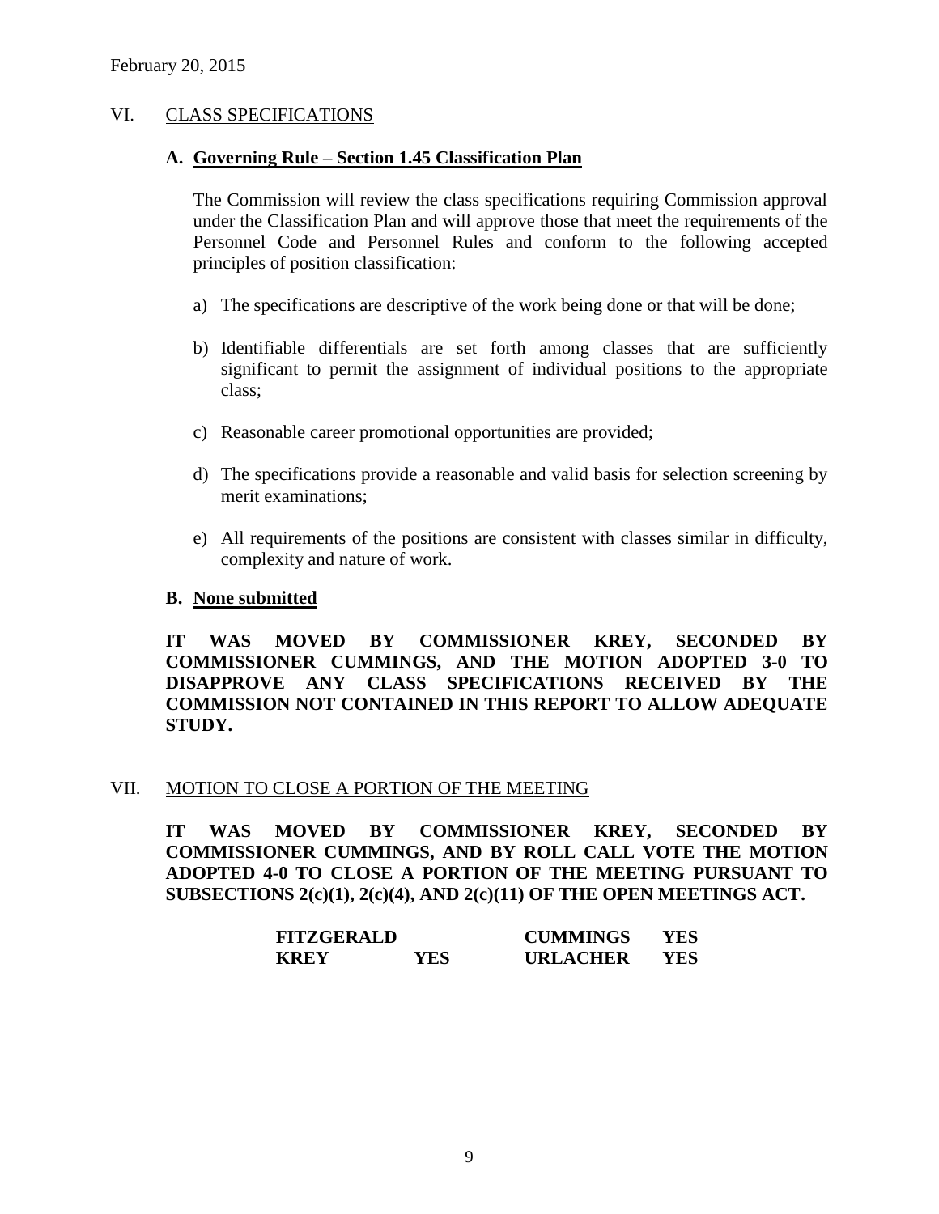February 20, 2015

## VI. CLASS SPECIFICATIONS

### A. Governing Rule – Section 1.45 Classification Plan

The Commission will review the class specifications requiring Commission approval under the Classification Plan and will approve those that meet the requirements of the Personnel Code and Personnel Rules and conform to the following accepted principles of position classification:

a) The specifications are descriptive of the work being done or that will be done;

b) Identifiable differentials are set forth among classes that are sufficiently significant to permit the assignment of individual positions to the appropriate class;

c) Reasonable career promotional opportunities are provided;

d) The specifications provide a reasonable and valid basis for selection screening by merit examinations;

e) All requirements of the positions are consistent with classes similar in difficulty, complexity and nature of work.

### B. None submitted

**IT WAS MOVED BY COMMISSIONER KREY, SECONDED BY COMMISSIONER CUMMINGS, AND THE MOTION ADOPTED 3-0 TO DISAPPROVE ANY CLASS SPECIFICATIONS RECEIVED BY THE COMMISSION NOT CONTAINED IN THIS REPORT TO ALLOW ADEQUATE STUDY.**

## VII. MOTION TO CLOSE A PORTION OF THE MEETING

**IT WAS MOVED BY COMMISSIONER KREY, SECONDED BY COMMISSIONER CUMMINGS, AND BY ROLL CALL VOTE THE MOTION ADOPTED 4-0 TO CLOSE A PORTION OF THE MEETING PURSUANT TO SUBSECTIONS 2(c)(1), 2(c)(4), AND 2(c)(11) OF THE OPEN MEETINGS ACT.**

| | | | |
|---|---|---|---|
| **FITZGERALD** | | **CUMMINGS** | **YES** |
| **KREY** | **YES** | **URLACHER** | **YES** |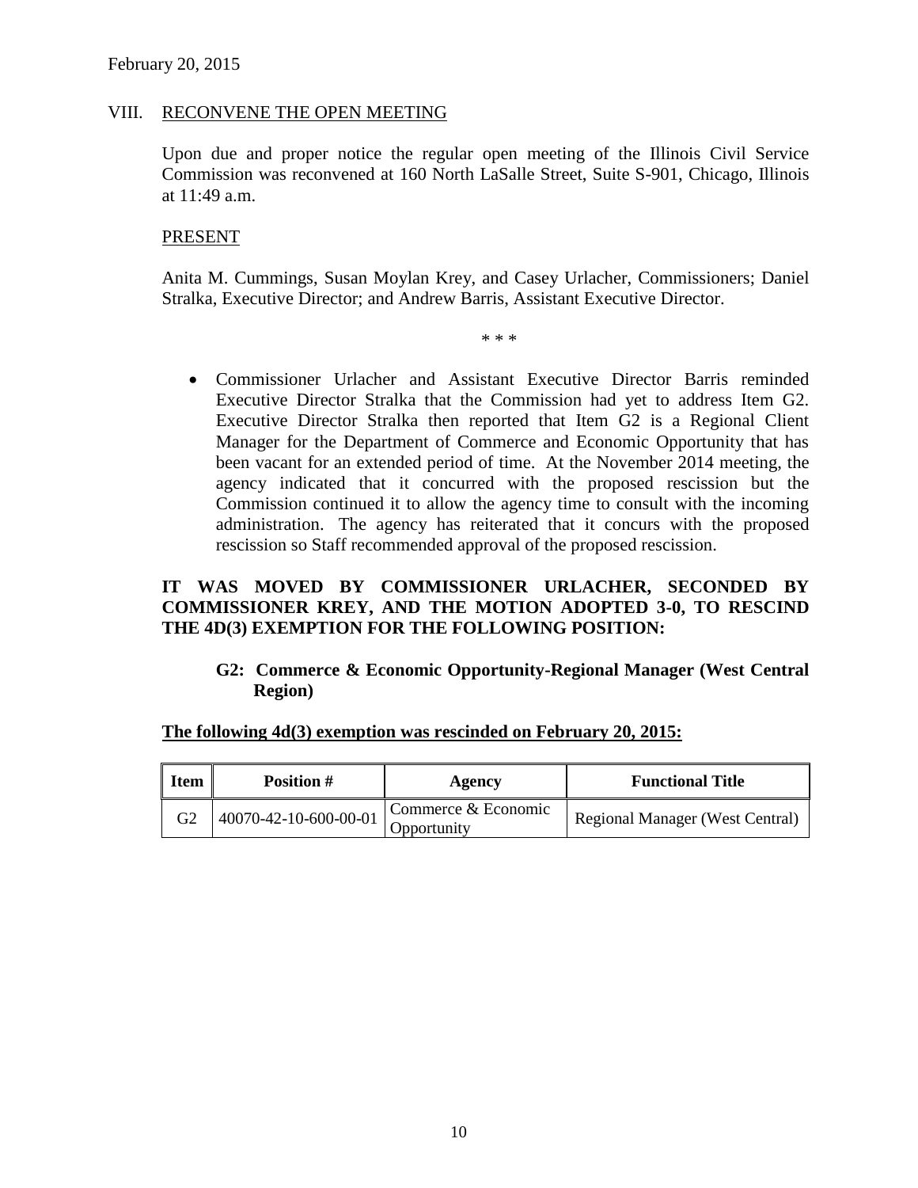February 20, 2015

## VIII. RECONVENE THE OPEN MEETING

Upon due and proper notice the regular open meeting of the Illinois Civil Service Commission was reconvened at 160 North LaSalle Street, Suite S-901, Chicago, Illinois at 11:49 a.m.

### PRESENT

Anita M. Cummings, Susan Moylan Krey, and Casey Urlacher, Commissioners; Daniel Stralka, Executive Director; and Andrew Barris, Assistant Executive Director.

\* \* \*

- Commissioner Urlacher and Assistant Executive Director Barris reminded Executive Director Stralka that the Commission had yet to address Item G2. Executive Director Stralka then reported that Item G2 is a Regional Client Manager for the Department of Commerce and Economic Opportunity that has been vacant for an extended period of time. At the November 2014 meeting, the agency indicated that it concurred with the proposed rescission but the Commission continued it to allow the agency time to consult with the incoming administration. The agency has reiterated that it concurs with the proposed rescission so Staff recommended approval of the proposed rescission.

**IT WAS MOVED BY COMMISSIONER URLACHER, SECONDED BY COMMISSIONER KREY, AND THE MOTION ADOPTED 3-0, TO RESCIND THE 4D(3) EXEMPTION FOR THE FOLLOWING POSITION:**

**G2: Commerce & Economic Opportunity-Regional Manager (West Central Region)**

**The following 4d(3) exemption was rescinded on February 20, 2015:**

| Item | Position # | Agency | Functional Title |
|---|---|---|---|
| G2 | 40070-42-10-600-00-01 | Commerce & Economic Opportunity | Regional Manager (West Central) |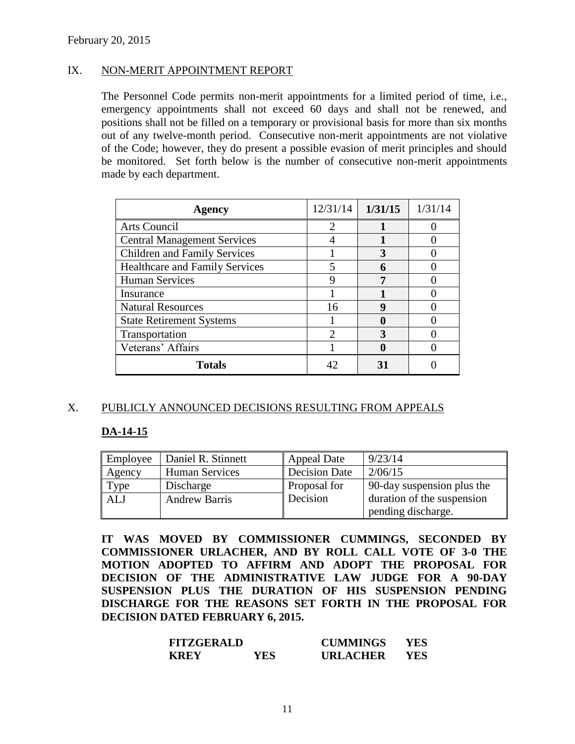## IX. NON-MERIT APPOINTMENT REPORT

The Personnel Code permits non-merit appointments for a limited period of time, i.e., emergency appointments shall not exceed 60 days and shall not be renewed, and positions shall not be filled on a temporary or provisional basis for more than six months out of any twelve-month period. Consecutive non-merit appointments are not violative of the Code; however, they do present a possible evasion of merit principles and should be monitored. Set forth below is the number of consecutive non-merit appointments made by each department.

| Agency | 12/31/14 | **1/31/15** | 1/31/14 |
|---|---|---|---|
| Arts Council | 2 | **1** | 0 |
| Central Management Services | 4 | **1** | 0 |
| Children and Family Services | 1 | **3** | 0 |
| Healthcare and Family Services | 5 | **6** | 0 |
| Human Services | 9 | **7** | 0 |
| Insurance | 1 | **1** | 0 |
| Natural Resources | 16 | **9** | 0 |
| State Retirement Systems | 1 | **0** | 0 |
| Transportation | 2 | **3** | 0 |
| Veterans' Affairs | 1 | **0** | 0 |
| **Totals** | 42 | **31** | 0 |

## X. PUBLICLY ANNOUNCED DECISIONS RESULTING FROM APPEALS

### DA-14-15

| Employee | Daniel R. Stinnett | Appeal Date | 9/23/14 |
|---|---|---|---|
| Agency | Human Services | Decision Date | 2/06/15 |
| Type | Discharge | Proposal for Decision | 90-day suspension plus the duration of the suspension pending discharge. |
| ALJ | Andrew Barris | | |

**IT WAS MOVED BY COMMISSIONER CUMMINGS, SECONDED BY COMMISSIONER URLACHER, AND BY ROLL CALL VOTE OF 3-0 THE MOTION ADOPTED TO AFFIRM AND ADOPT THE PROPOSAL FOR DECISION OF THE ADMINISTRATIVE LAW JUDGE FOR A 90-DAY SUSPENSION PLUS THE DURATION OF HIS SUSPENSION PENDING DISCHARGE FOR THE REASONS SET FORTH IN THE PROPOSAL FOR DECISION DATED FEBRUARY 6, 2015.**

| | | | |
|---|---|---|---|
| **FITZGERALD** | | **CUMMINGS** | **YES** |
| **KREY** | **YES** | **URLACHER** | **YES** |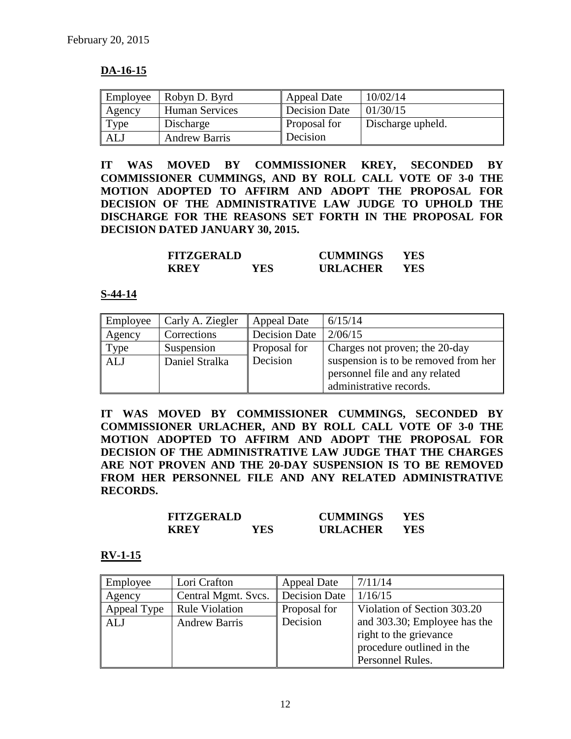February 20, 2015

**DA-16-15**

| Employee | Robyn D. Byrd | Appeal Date | 10/02/14 |
|---|---|---|---|
| Agency | Human Services | Decision Date | 01/30/15 |
| Type | Discharge | Proposal for Decision | Discharge upheld. |
| ALJ | Andrew Barris | | |

**IT WAS MOVED BY COMMISSIONER KREY, SECONDED BY COMMISSIONER CUMMINGS, AND BY ROLL CALL VOTE OF 3-0 THE MOTION ADOPTED TO AFFIRM AND ADOPT THE PROPOSAL FOR DECISION OF THE ADMINISTRATIVE LAW JUDGE TO UPHOLD THE DISCHARGE FOR THE REASONS SET FORTH IN THE PROPOSAL FOR DECISION DATED JANUARY 30, 2015.**

| | | | |
|---|---|---|---|
| **FITZGERALD** | | **CUMMINGS** | **YES** |
| **KREY** | **YES** | **URLACHER** | **YES** |

**S-44-14**

| Employee | Carly A. Ziegler | Appeal Date | 6/15/14 |
|---|---|---|---|
| Agency | Corrections | Decision Date | 2/06/15 |
| Type | Suspension | Proposal for Decision | Charges not proven; the 20-day suspension is to be removed from her personnel file and any related administrative records. |
| ALJ | Daniel Stralka | | |

**IT WAS MOVED BY COMMISSIONER CUMMINGS, SECONDED BY COMMISSIONER URLACHER, AND BY ROLL CALL VOTE OF 3-0 THE MOTION ADOPTED TO AFFIRM AND ADOPT THE PROPOSAL FOR DECISION OF THE ADMINISTRATIVE LAW JUDGE THAT THE CHARGES ARE NOT PROVEN AND THE 20-DAY SUSPENSION IS TO BE REMOVED FROM HER PERSONNEL FILE AND ANY RELATED ADMINISTRATIVE RECORDS.**

| | | | |
|---|---|---|---|
| **FITZGERALD** | | **CUMMINGS** | **YES** |
| **KREY** | **YES** | **URLACHER** | **YES** |

**RV-1-15**

| Employee | Lori Crafton | Appeal Date | 7/11/14 |
|---|---|---|---|
| Agency | Central Mgmt. Svcs. | Decision Date | 1/16/15 |
| Appeal Type | Rule Violation | Proposal for Decision | Violation of Section 303.20 and 303.30; Employee has the right to the grievance procedure outlined in the Personnel Rules. |
| ALJ | Andrew Barris | | |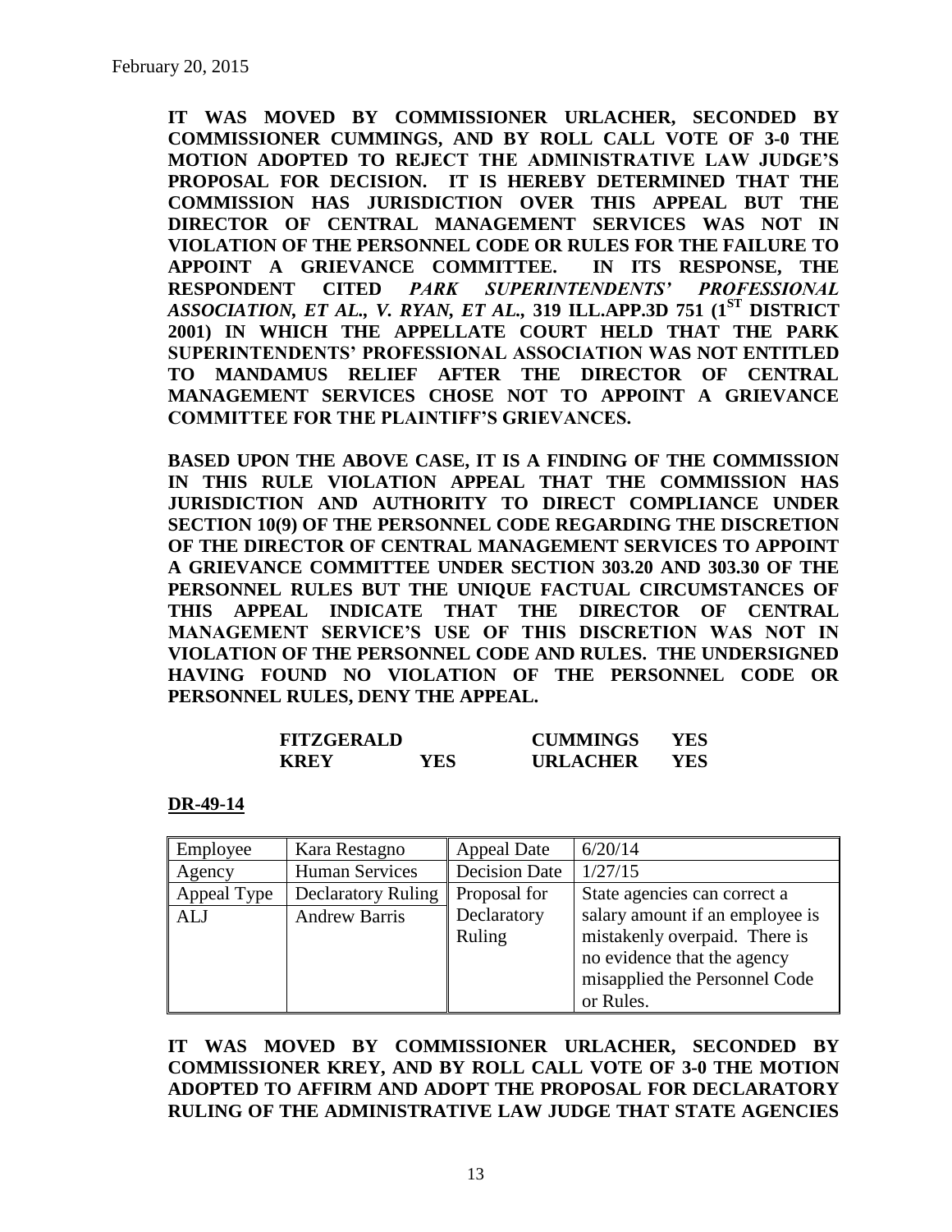**IT WAS MOVED BY COMMISSIONER URLACHER, SECONDED BY COMMISSIONER CUMMINGS, AND BY ROLL CALL VOTE OF 3-0 THE MOTION ADOPTED TO REJECT THE ADMINISTRATIVE LAW JUDGE'S PROPOSAL FOR DECISION. IT IS HEREBY DETERMINED THAT THE COMMISSION HAS JURISDICTION OVER THIS APPEAL BUT THE DIRECTOR OF CENTRAL MANAGEMENT SERVICES WAS NOT IN VIOLATION OF THE PERSONNEL CODE OR RULES FOR THE FAILURE TO APPOINT A GRIEVANCE COMMITTEE. IN ITS RESPONSE, THE RESPONDENT CITED *PARK SUPERINTENDENTS' PROFESSIONAL ASSOCIATION, ET AL., V. RYAN, ET AL.,* 319 ILL.APP.3D 751 (1ST DISTRICT 2001) IN WHICH THE APPELLATE COURT HELD THAT THE PARK SUPERINTENDENTS' PROFESSIONAL ASSOCIATION WAS NOT ENTITLED TO MANDAMUS RELIEF AFTER THE DIRECTOR OF CENTRAL MANAGEMENT SERVICES CHOSE NOT TO APPOINT A GRIEVANCE COMMITTEE FOR THE PLAINTIFF'S GRIEVANCES.**

**BASED UPON THE ABOVE CASE, IT IS A FINDING OF THE COMMISSION IN THIS RULE VIOLATION APPEAL THAT THE COMMISSION HAS JURISDICTION AND AUTHORITY TO DIRECT COMPLIANCE UNDER SECTION 10(9) OF THE PERSONNEL CODE REGARDING THE DISCRETION OF THE DIRECTOR OF CENTRAL MANAGEMENT SERVICES TO APPOINT A GRIEVANCE COMMITTEE UNDER SECTION 303.20 AND 303.30 OF THE PERSONNEL RULES BUT THE UNIQUE FACTUAL CIRCUMSTANCES OF THIS APPEAL INDICATE THAT THE DIRECTOR OF CENTRAL MANAGEMENT SERVICE'S USE OF THIS DISCRETION WAS NOT IN VIOLATION OF THE PERSONNEL CODE AND RULES. THE UNDERSIGNED HAVING FOUND NO VIOLATION OF THE PERSONNEL CODE OR PERSONNEL RULES, DENY THE APPEAL.**

| | | | |
|---|---|---|---|
| **FITZGERALD** | | **CUMMINGS** | **YES** |
| **KREY** | **YES** | **URLACHER** | **YES** |

**DR-49-14**

| Employee | Kara Restagno | Appeal Date | 6/20/14 |
|---|---|---|---|
| Agency | Human Services | Decision Date | 1/27/15 |
| Appeal Type | Declaratory Ruling | Proposal for Declaratory Ruling | State agencies can correct a salary amount if an employee is mistakenly overpaid. There is no evidence that the agency misapplied the Personnel Code or Rules. |
| ALJ | Andrew Barris | | |

**IT WAS MOVED BY COMMISSIONER URLACHER, SECONDED BY COMMISSIONER KREY, AND BY ROLL CALL VOTE OF 3-0 THE MOTION ADOPTED TO AFFIRM AND ADOPT THE PROPOSAL FOR DECLARATORY RULING OF THE ADMINISTRATIVE LAW JUDGE THAT STATE AGENCIES**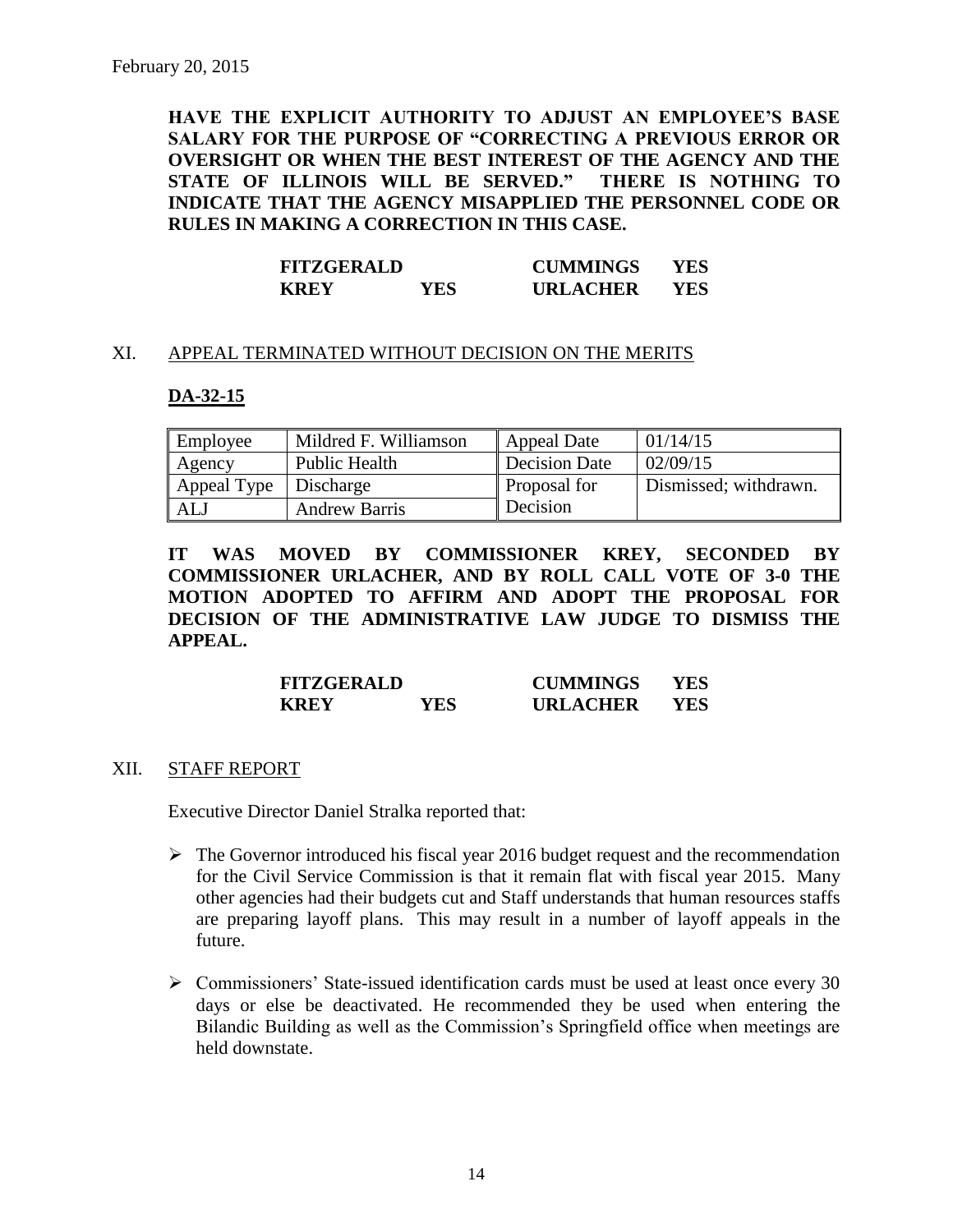**HAVE THE EXPLICIT AUTHORITY TO ADJUST AN EMPLOYEE'S BASE SALARY FOR THE PURPOSE OF "CORRECTING A PREVIOUS ERROR OR OVERSIGHT OR WHEN THE BEST INTEREST OF THE AGENCY AND THE STATE OF ILLINOIS WILL BE SERVED." THERE IS NOTHING TO INDICATE THAT THE AGENCY MISAPPLIED THE PERSONNEL CODE OR RULES IN MAKING A CORRECTION IN THIS CASE.**

| | | | |
|---|---|---|---|
| **FITZGERALD** | | **CUMMINGS** | **YES** |
| **KREY** | **YES** | **URLACHER** | **YES** |

## XI. APPEAL TERMINATED WITHOUT DECISION ON THE MERITS

### DA-32-15

| | | | |
|---|---|---|---|
| Employee | Mildred F. Williamson | Appeal Date | 01/14/15 |
| Agency | Public Health | Decision Date | 02/09/15 |
| Appeal Type | Discharge | Proposal for Decision | Dismissed; withdrawn. |
| ALJ | Andrew Barris | | |

**IT WAS MOVED BY COMMISSIONER KREY, SECONDED BY COMMISSIONER URLACHER, AND BY ROLL CALL VOTE OF 3-0 THE MOTION ADOPTED TO AFFIRM AND ADOPT THE PROPOSAL FOR DECISION OF THE ADMINISTRATIVE LAW JUDGE TO DISMISS THE APPEAL.**

| | | | |
|---|---|---|---|
| **FITZGERALD** | | **CUMMINGS** | **YES** |
| **KREY** | **YES** | **URLACHER** | **YES** |

## XII. STAFF REPORT

Executive Director Daniel Stralka reported that:

- The Governor introduced his fiscal year 2016 budget request and the recommendation for the Civil Service Commission is that it remain flat with fiscal year 2015. Many other agencies had their budgets cut and Staff understands that human resources staffs are preparing layoff plans. This may result in a number of layoff appeals in the future.
- Commissioners' State-issued identification cards must be used at least once every 30 days or else be deactivated. He recommended they be used when entering the Bilandic Building as well as the Commission's Springfield office when meetings are held downstate.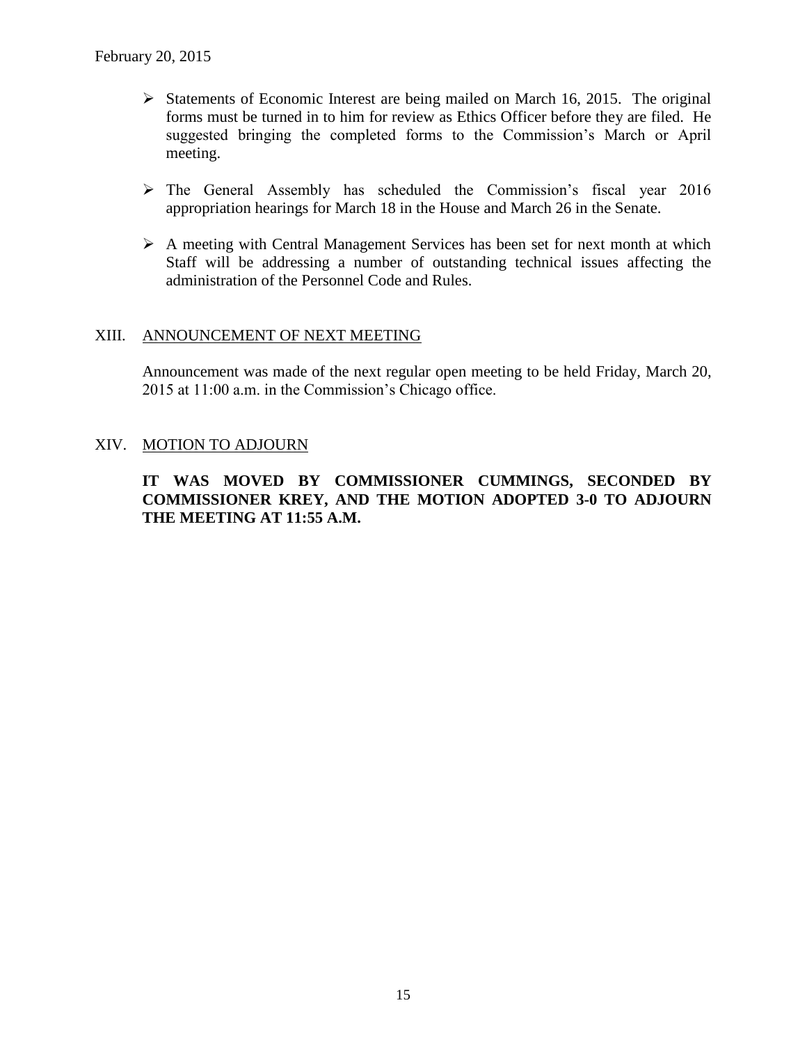- Statements of Economic Interest are being mailed on March 16, 2015. The original forms must be turned in to him for review as Ethics Officer before they are filed. He suggested bringing the completed forms to the Commission's March or April meeting.

- The General Assembly has scheduled the Commission's fiscal year 2016 appropriation hearings for March 18 in the House and March 26 in the Senate.

- A meeting with Central Management Services has been set for next month at which Staff will be addressing a number of outstanding technical issues affecting the administration of the Personnel Code and Rules.

## XIII. ANNOUNCEMENT OF NEXT MEETING

Announcement was made of the next regular open meeting to be held Friday, March 20, 2015 at 11:00 a.m. in the Commission's Chicago office.

## XIV. MOTION TO ADJOURN

**IT WAS MOVED BY COMMISSIONER CUMMINGS, SECONDED BY COMMISSIONER KREY, AND THE MOTION ADOPTED 3-0 TO ADJOURN THE MEETING AT 11:55 A.M.**